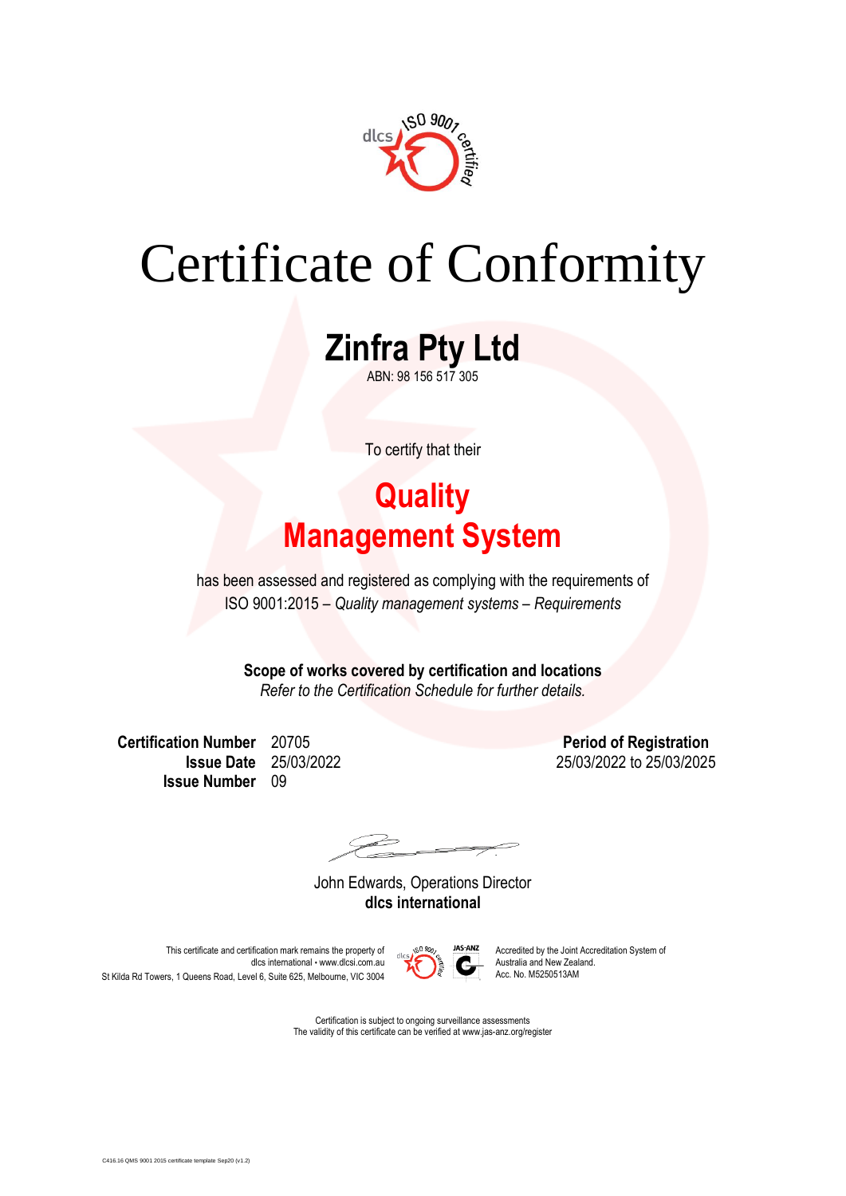# Certificate of Conformity

## Zinfra Pty Ltd

ABN: 98 156 517 305

To certify that their

## Quality Management System

has been assessed and registered as complying with the requirements of
ISO 9001:2015 – *Quality management systems – Requirements*

**Scope of works covered by certification and locations**
*Refer to the Certification Schedule for further details.*

**Certification Number** 20705
**Issue Date** 25/03/2022
**Issue Number** 09

**Period of Registration**
25/03/2022 to 25/03/2025

John Edwards, Operations Director
**dlcs international**

This certificate and certification mark remains the property of dlcs international • www.dlcsi.com.au
St Kilda Rd Towers, 1 Queens Road, Level 6, Suite 625, Melbourne, VIC 3004

Accredited by the Joint Accreditation System of Australia and New Zealand.
Acc. No. M5250513AM

Certification is subject to ongoing surveillance assessments
The validity of this certificate can be verified at www.jas-anz.org/register

C416.16 QMS 9001 2015 certificate template Sep20 (v1.2)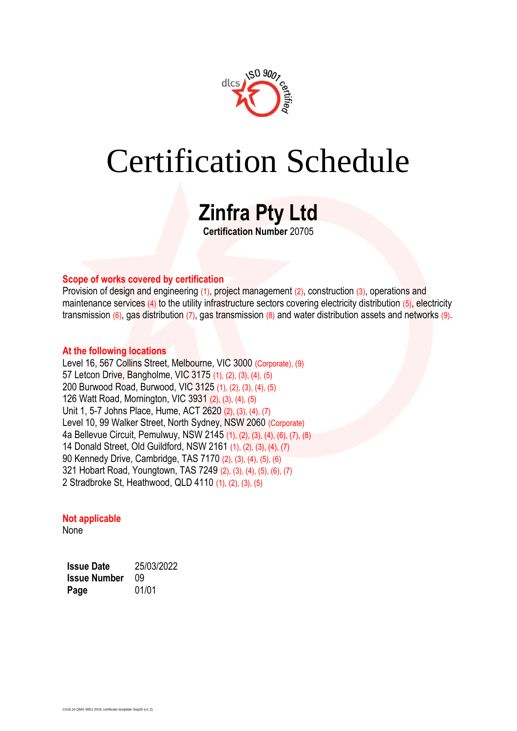# Certification Schedule

## Zinfra Pty Ltd

**Certification Number** 20705

### Scope of works covered by certification

Provision of design and engineering (1), project management (2), construction (3), operations and maintenance services (4) to the utility infrastructure sectors covering electricity distribution (5), electricity transmission (6), gas distribution (7), gas transmission (8) and water distribution assets and networks (9).

### At the following locations

Level 16, 567 Collins Street, Melbourne, VIC 3000 (Corporate), (9)
57 Letcon Drive, Bangholme, VIC 3175 (1), (2), (3), (4), (5)
200 Burwood Road, Burwood, VIC 3125 (1), (2), (3), (4), (5)
126 Watt Road, Mornington, VIC 3931 (2), (3), (4), (5)
Unit 1, 5-7 Johns Place, Hume, ACT 2620 (2), (3), (4), (7)
Level 10, 99 Walker Street, North Sydney, NSW 2060 (Corporate)
4a Bellevue Circuit, Pemulwuy, NSW 2145 (1), (2), (3), (4), (6), (7), (8)
14 Donald Street, Old Guildford, NSW 2161 (1), (2), (3), (4), (7)
90 Kennedy Drive, Cambridge, TAS 7170 (2), (3), (4), (5), (6)
321 Hobart Road, Youngtown, TAS 7249 (2), (3), (4), (5), (6), (7)
2 Stradbroke St, Heathwood, QLD 4110 (1), (2), (3), (5)

### Not applicable

None

| | |
|---|---|
| **Issue Date** | 25/03/2022 |
| **Issue Number** | 09 |
| **Page** | 01/01 |

C416.16 QMS 9001 2015 certificate template Sep20 (v1.2)